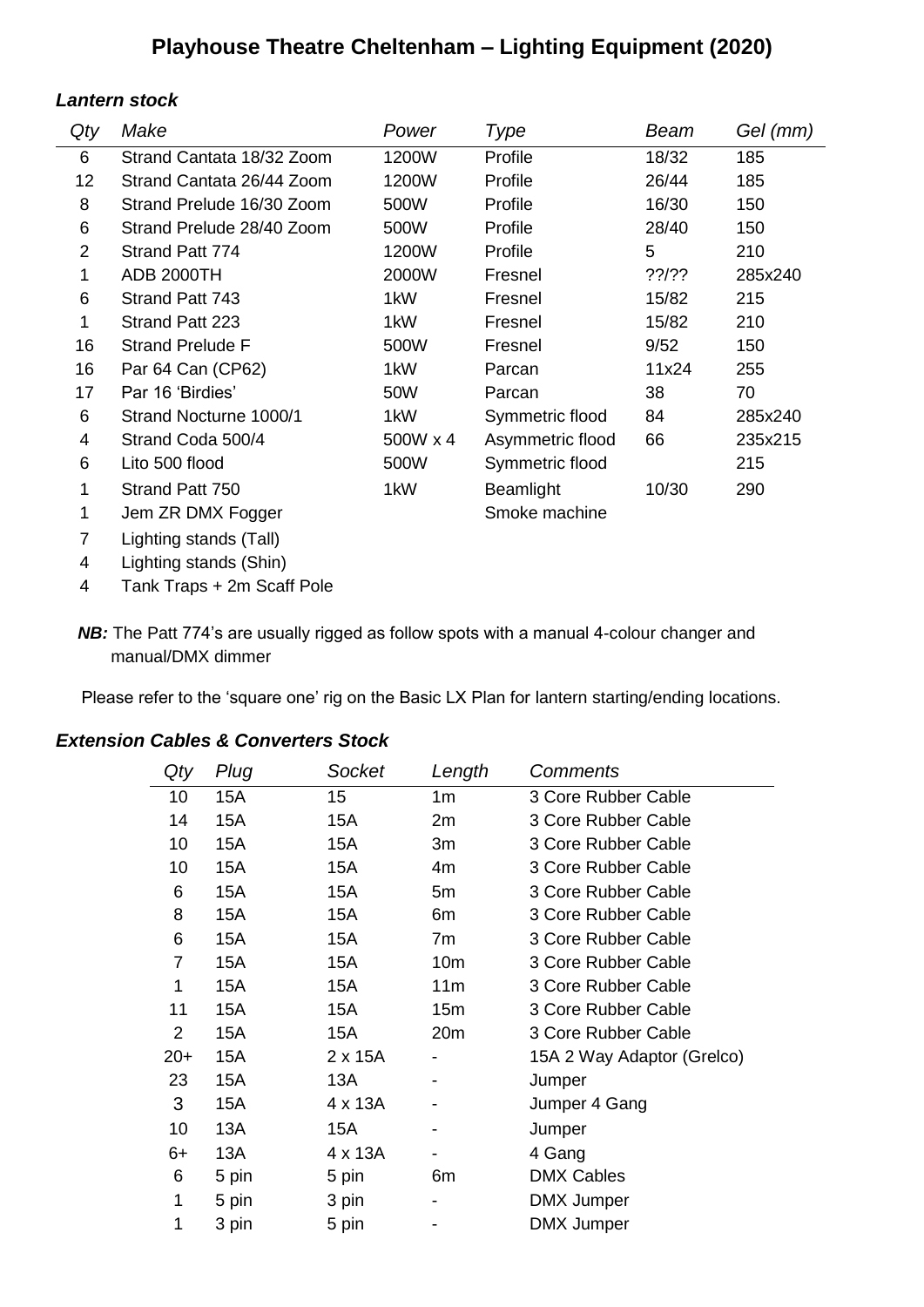# Playhouse Theatre Cheltenham – Lighting Equipment (2020)

### *Lantern stock*

| *Qty* | *Make* | *Power* | *Type* | *Beam* | *Gel (mm)* |
|---|---|---|---|---|---|
| 6 | Strand Cantata 18/32 Zoom | 1200W | Profile | 18/32 | 185 |
| 12 | Strand Cantata 26/44 Zoom | 1200W | Profile | 26/44 | 185 |
| 8 | Strand Prelude 16/30 Zoom | 500W | Profile | 16/30 | 150 |
| 6 | Strand Prelude 28/40 Zoom | 500W | Profile | 28/40 | 150 |
| 2 | Strand Patt 774 | 1200W | Profile | 5 | 210 |
| 1 | ADB 2000TH | 2000W | Fresnel | ??/?? | 285x240 |
| 6 | Strand Patt 743 | 1kW | Fresnel | 15/82 | 215 |
| 1 | Strand Patt 223 | 1kW | Fresnel | 15/82 | 210 |
| 16 | Strand Prelude F | 500W | Fresnel | 9/52 | 150 |
| 16 | Par 64 Can (CP62) | 1kW | Parcan | 11x24 | 255 |
| 17 | Par 16 'Birdies' | 50W | Parcan | 38 | 70 |
| 6 | Strand Nocturne 1000/1 | 1kW | Symmetric flood | 84 | 285x240 |
| 4 | Strand Coda 500/4 | 500W x 4 | Asymmetric flood | 66 | 235x215 |
| 6 | Lito 500 flood | 500W | Symmetric flood | | 215 |
| 1 | Strand Patt 750 | 1kW | Beamlight | 10/30 | 290 |
| 1 | Jem ZR DMX Fogger | | Smoke machine | | |
| 7 | Lighting stands (Tall) | | | | |
| 4 | Lighting stands (Shin) | | | | |
| 4 | Tank Traps + 2m Scaff Pole | | | | |

***NB:*** The Patt 774's are usually rigged as follow spots with a manual 4-colour changer and manual/DMX dimmer

Please refer to the 'square one' rig on the Basic LX Plan for lantern starting/ending locations.

### *Extension Cables & Converters Stock*

| *Qty* | *Plug* | *Socket* | *Length* | *Comments* |
|---|---|---|---|---|
| 10 | 15A | 15 | 1m | 3 Core Rubber Cable |
| 14 | 15A | 15A | 2m | 3 Core Rubber Cable |
| 10 | 15A | 15A | 3m | 3 Core Rubber Cable |
| 10 | 15A | 15A | 4m | 3 Core Rubber Cable |
| 6 | 15A | 15A | 5m | 3 Core Rubber Cable |
| 8 | 15A | 15A | 6m | 3 Core Rubber Cable |
| 6 | 15A | 15A | 7m | 3 Core Rubber Cable |
| 7 | 15A | 15A | 10m | 3 Core Rubber Cable |
| 1 | 15A | 15A | 11m | 3 Core Rubber Cable |
| 11 | 15A | 15A | 15m | 3 Core Rubber Cable |
| 2 | 15A | 15A | 20m | 3 Core Rubber Cable |
| 20+ | 15A | 2 x 15A | - | 15A 2 Way Adaptor (Grelco) |
| 23 | 15A | 13A | - | Jumper |
| 3 | 15A | 4 x 13A | - | Jumper 4 Gang |
| 10 | 13A | 15A | - | Jumper |
| 6+ | 13A | 4 x 13A | - | 4 Gang |
| 6 | 5 pin | 5 pin | 6m | DMX Cables |
| 1 | 5 pin | 3 pin | - | DMX Jumper |
| 1 | 3 pin | 5 pin | - | DMX Jumper |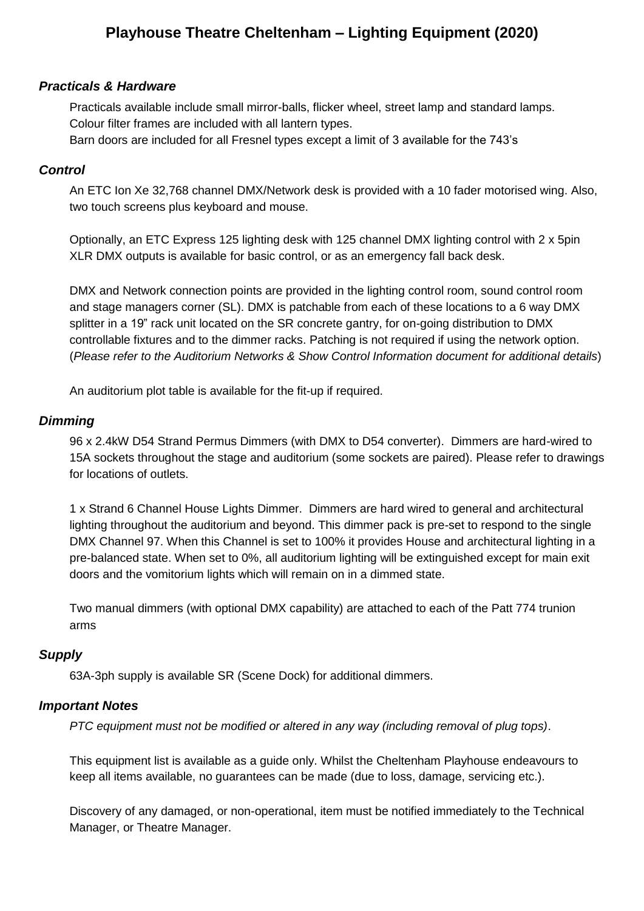# Playhouse Theatre Cheltenham – Lighting Equipment (2020)

### *Practicals & Hardware*

Practicals available include small mirror-balls, flicker wheel, street lamp and standard lamps.
Colour filter frames are included with all lantern types.
Barn doors are included for all Fresnel types except a limit of 3 available for the 743's

### *Control*

An ETC Ion Xe 32,768 channel DMX/Network desk is provided with a 10 fader motorised wing. Also, two touch screens plus keyboard and mouse.

Optionally, an ETC Express 125 lighting desk with 125 channel DMX lighting control with 2 x 5pin XLR DMX outputs is available for basic control, or as an emergency fall back desk.

DMX and Network connection points are provided in the lighting control room, sound control room and stage managers corner (SL). DMX is patchable from each of these locations to a 6 way DMX splitter in a 19" rack unit located on the SR concrete gantry, for on-going distribution to DMX controllable fixtures and to the dimmer racks. Patching is not required if using the network option. (*Please refer to the Auditorium Networks & Show Control Information document for additional details*)

An auditorium plot table is available for the fit-up if required.

### *Dimming*

96 x 2.4kW D54 Strand Permus Dimmers (with DMX to D54 converter). Dimmers are hard-wired to 15A sockets throughout the stage and auditorium (some sockets are paired). Please refer to drawings for locations of outlets.

1 x Strand 6 Channel House Lights Dimmer. Dimmers are hard wired to general and architectural lighting throughout the auditorium and beyond. This dimmer pack is pre-set to respond to the single DMX Channel 97. When this Channel is set to 100% it provides House and architectural lighting in a pre-balanced state. When set to 0%, all auditorium lighting will be extinguished except for main exit doors and the vomitorium lights which will remain on in a dimmed state.

Two manual dimmers (with optional DMX capability) are attached to each of the Patt 774 trunion arms

### *Supply*

63A-3ph supply is available SR (Scene Dock) for additional dimmers.

### *Important Notes*

*PTC equipment must not be modified or altered in any way (including removal of plug tops)*.

This equipment list is available as a guide only. Whilst the Cheltenham Playhouse endeavours to keep all items available, no guarantees can be made (due to loss, damage, servicing etc.).

Discovery of any damaged, or non-operational, item must be notified immediately to the Technical Manager, or Theatre Manager.